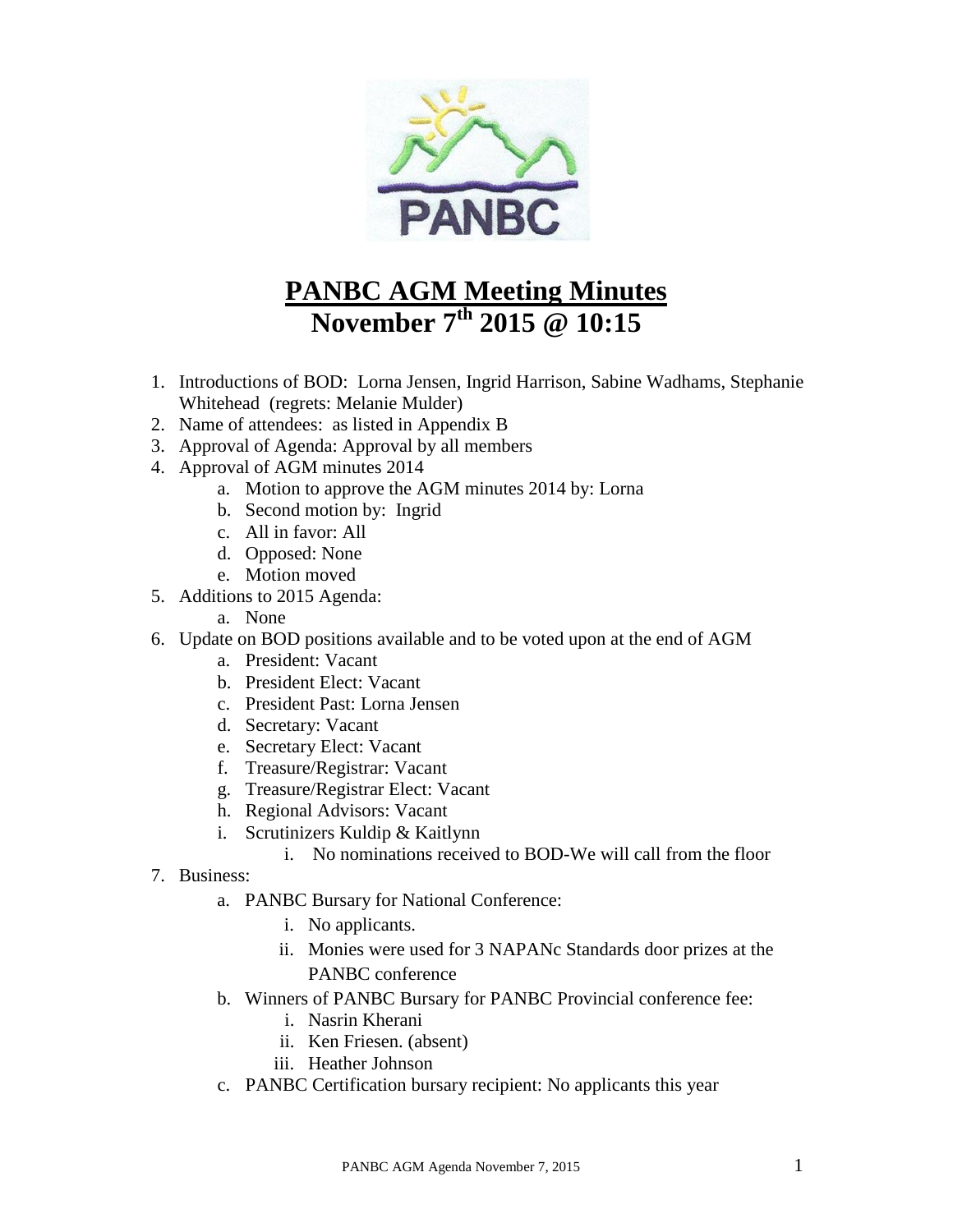PANBC

# PANBC AGM Meeting Minutes

## November 7th 2015 @ 10:15

1. Introductions of BOD: Lorna Jensen, Ingrid Harrison, Sabine Wadhams, Stephanie Whitehead (regrets: Melanie Mulder)
2. Name of attendees: as listed in Appendix B
3. Approval of Agenda: Approval by all members
4. Approval of AGM minutes 2014
   a. Motion to approve the AGM minutes 2014 by: Lorna
   b. Second motion by: Ingrid
   c. All in favor: All
   d. Opposed: None
   e. Motion moved
5. Additions to 2015 Agenda:
   a. None
6. Update on BOD positions available and to be voted upon at the end of AGM
   a. President: Vacant
   b. President Elect: Vacant
   c. President Past: Lorna Jensen
   d. Secretary: Vacant
   e. Secretary Elect: Vacant
   f. Treasure/Registrar: Vacant
   g. Treasure/Registrar Elect: Vacant
   h. Regional Advisors: Vacant
   i. Scrutinizers Kuldip & Kaitlynn
      i. No nominations received to BOD-We will call from the floor
7. Business:
   a. PANBC Bursary for National Conference:
      i. No applicants.
      ii. Monies were used for 3 NAPANc Standards door prizes at the PANBC conference
   b. Winners of PANBC Bursary for PANBC Provincial conference fee:
      i. Nasrin Kherani
      ii. Ken Friesen. (absent)
      iii. Heather Johnson
   c. PANBC Certification bursary recipient: No applicants this year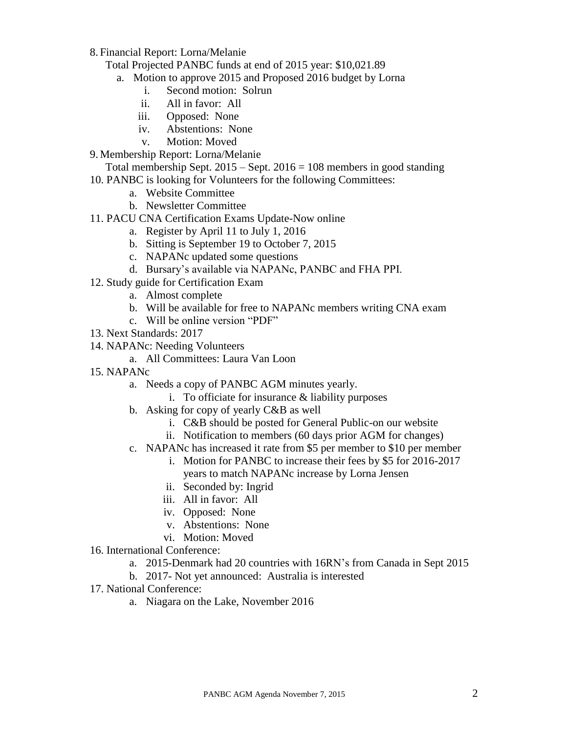8. Financial Report: Lorna/Melanie

   Total Projected PANBC funds at end of 2015 year: $10,021.89

   a. Motion to approve 2015 and Proposed 2016 budget by Lorna
      i. Second motion: Solrun
      ii. All in favor: All
      iii. Opposed: None
      iv. Abstentions: None
      v. Motion: Moved

9. Membership Report: Lorna/Melanie

   Total membership Sept. 2015 – Sept. 2016 = 108 members in good standing

10. PANBC is looking for Volunteers for the following Committees:
    a. Website Committee
    b. Newsletter Committee

11. PACU CNA Certification Exams Update-Now online
    a. Register by April 11 to July 1, 2016
    b. Sitting is September 19 to October 7, 2015
    c. NAPANc updated some questions
    d. Bursary's available via NAPANc, PANBC and FHA PPI.

12. Study guide for Certification Exam
    a. Almost complete
    b. Will be available for free to NAPANc members writing CNA exam
    c. Will be online version "PDF"

13. Next Standards: 2017

14. NAPANc: Needing Volunteers
    a. All Committees: Laura Van Loon

15. NAPANc
    a. Needs a copy of PANBC AGM minutes yearly.
       i. To officiate for insurance & liability purposes
    b. Asking for copy of yearly C&B as well
       i. C&B should be posted for General Public-on our website
       ii. Notification to members (60 days prior AGM for changes)
    c. NAPANc has increased it rate from $5 per member to $10 per member
       i. Motion for PANBC to increase their fees by $5 for 2016-2017 years to match NAPANc increase by Lorna Jensen
       ii. Seconded by: Ingrid
       iii. All in favor: All
       iv. Opposed: None
       v. Abstentions: None
       vi. Motion: Moved

16. International Conference:
    a. 2015-Denmark had 20 countries with 16RN's from Canada in Sept 2015
    b. 2017- Not yet announced: Australia is interested

17. National Conference:
    a. Niagara on the Lake, November 2016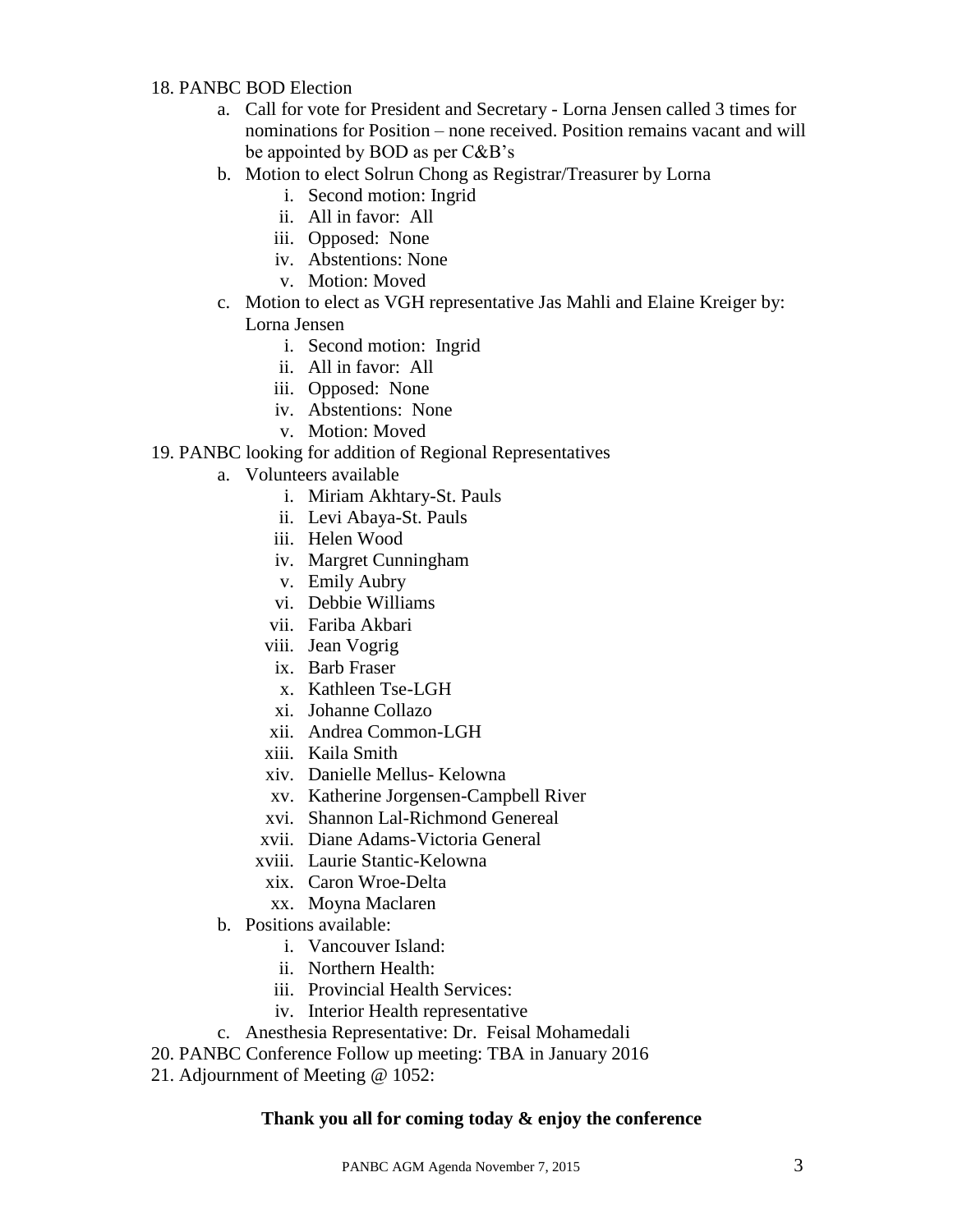18. PANBC BOD Election
    a. Call for vote for President and Secretary - Lorna Jensen called 3 times for nominations for Position – none received. Position remains vacant and will be appointed by BOD as per C&B's
    b. Motion to elect Solrun Chong as Registrar/Treasurer by Lorna
        i. Second motion: Ingrid
        ii. All in favor: All
        iii. Opposed: None
        iv. Abstentions: None
        v. Motion: Moved
    c. Motion to elect as VGH representative Jas Mahli and Elaine Kreiger by: Lorna Jensen
        i. Second motion: Ingrid
        ii. All in favor: All
        iii. Opposed: None
        iv. Abstentions: None
        v. Motion: Moved
19. PANBC looking for addition of Regional Representatives
    a. Volunteers available
        i. Miriam Akhtary-St. Pauls
        ii. Levi Abaya-St. Pauls
        iii. Helen Wood
        iv. Margret Cunningham
        v. Emily Aubry
        vi. Debbie Williams
        vii. Fariba Akbari
        viii. Jean Vogrig
        ix. Barb Fraser
        x. Kathleen Tse-LGH
        xi. Johanne Collazo
        xii. Andrea Common-LGH
        xiii. Kaila Smith
        xiv. Danielle Mellus- Kelowna
        xv. Katherine Jorgensen-Campbell River
        xvi. Shannon Lal-Richmond Genereal
        xvii. Diane Adams-Victoria General
        xviii. Laurie Stantic-Kelowna
        xix. Caron Wroe-Delta
        xx. Moyna Maclaren
    b. Positions available:
        i. Vancouver Island:
        ii. Northern Health:
        iii. Provincial Health Services:
        iv. Interior Health representative
    c. Anesthesia Representative: Dr. Feisal Mohamedali
20. PANBC Conference Follow up meeting: TBA in January 2016
21. Adjournment of Meeting @ 1052:

**Thank you all for coming today & enjoy the conference**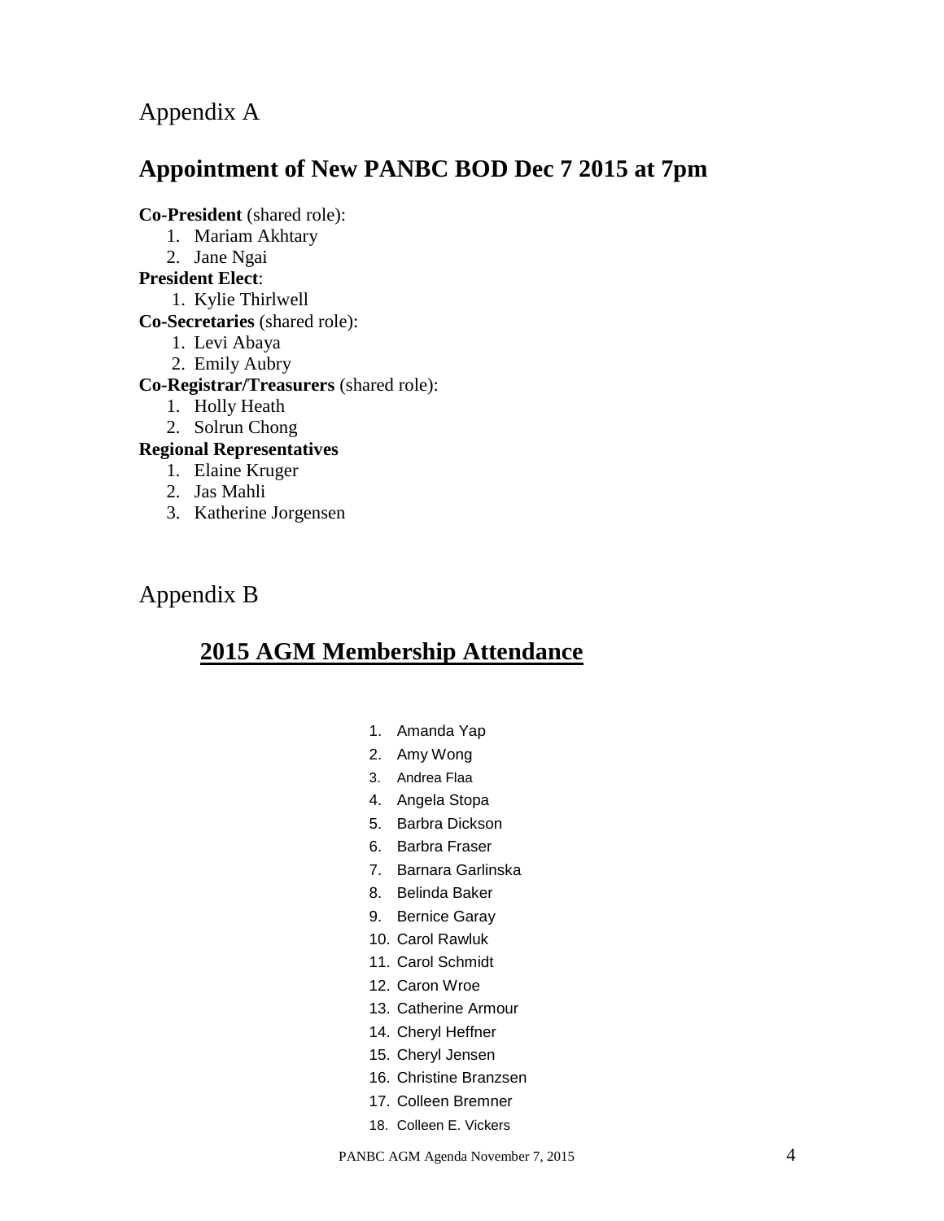# Appendix A

## Appointment of New PANBC BOD Dec 7 2015 at 7pm

**Co-President** (shared role):

1. Mariam Akhtary
2. Jane Ngai

**President Elect**:

1. Kylie Thirlwell

**Co-Secretaries** (shared role):

1. Levi Abaya
2. Emily Aubry

**Co-Registrar/Treasurers** (shared role):

1. Holly Heath
2. Solrun Chong

**Regional Representatives**

1. Elaine Kruger
2. Jas Mahli
3. Katherine Jorgensen

# Appendix B

## 2015 AGM Membership Attendance

1. Amanda Yap
2. Amy Wong
3. Andrea Flaa
4. Angela Stopa
5. Barbra Dickson
6. Barbra Fraser
7. Barnara Garlinska
8. Belinda Baker
9. Bernice Garay
10. Carol Rawluk
11. Carol Schmidt
12. Caron Wroe
13. Catherine Armour
14. Cheryl Heffner
15. Cheryl Jensen
16. Christine Branzsen
17. Colleen Bremner
18. Colleen E. Vickers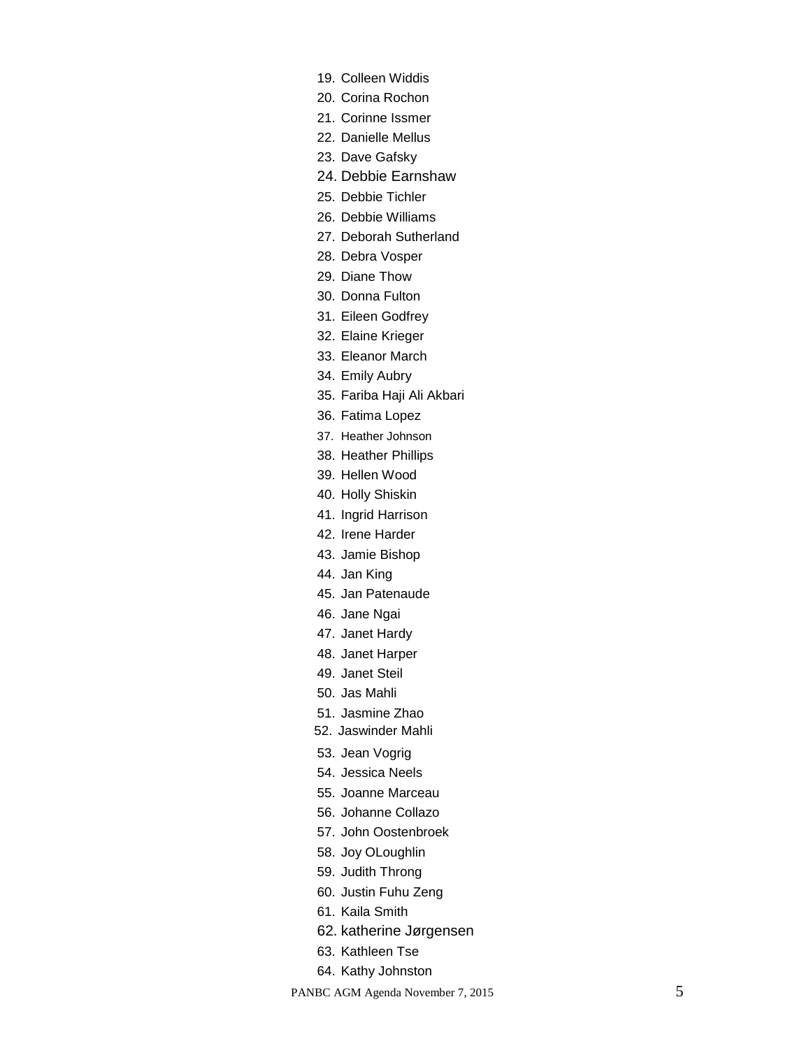19. Colleen Widdis
20. Corina Rochon
21. Corinne Issmer
22. Danielle Mellus
23. Dave Gafsky
24. Debbie Earnshaw
25. Debbie Tichler
26. Debbie Williams
27. Deborah Sutherland
28. Debra Vosper
29. Diane Thow
30. Donna Fulton
31. Eileen Godfrey
32. Elaine Krieger
33. Eleanor March
34. Emily Aubry
35. Fariba Haji Ali Akbari
36. Fatima Lopez
37. Heather Johnson
38. Heather Phillips
39. Hellen Wood
40. Holly Shiskin
41. Ingrid Harrison
42. Irene Harder
43. Jamie Bishop
44. Jan King
45. Jan Patenaude
46. Jane Ngai
47. Janet Hardy
48. Janet Harper
49. Janet Steil
50. Jas Mahli
51. Jasmine Zhao
52. Jaswinder Mahli
53. Jean Vogrig
54. Jessica Neels
55. Joanne Marceau
56. Johanne Collazo
57. John Oostenbroek
58. Joy OLoughlin
59. Judith Throng
60. Justin Fuhu Zeng
61. Kaila Smith
62. katherine Jørgensen
63. Kathleen Tse
64. Kathy Johnston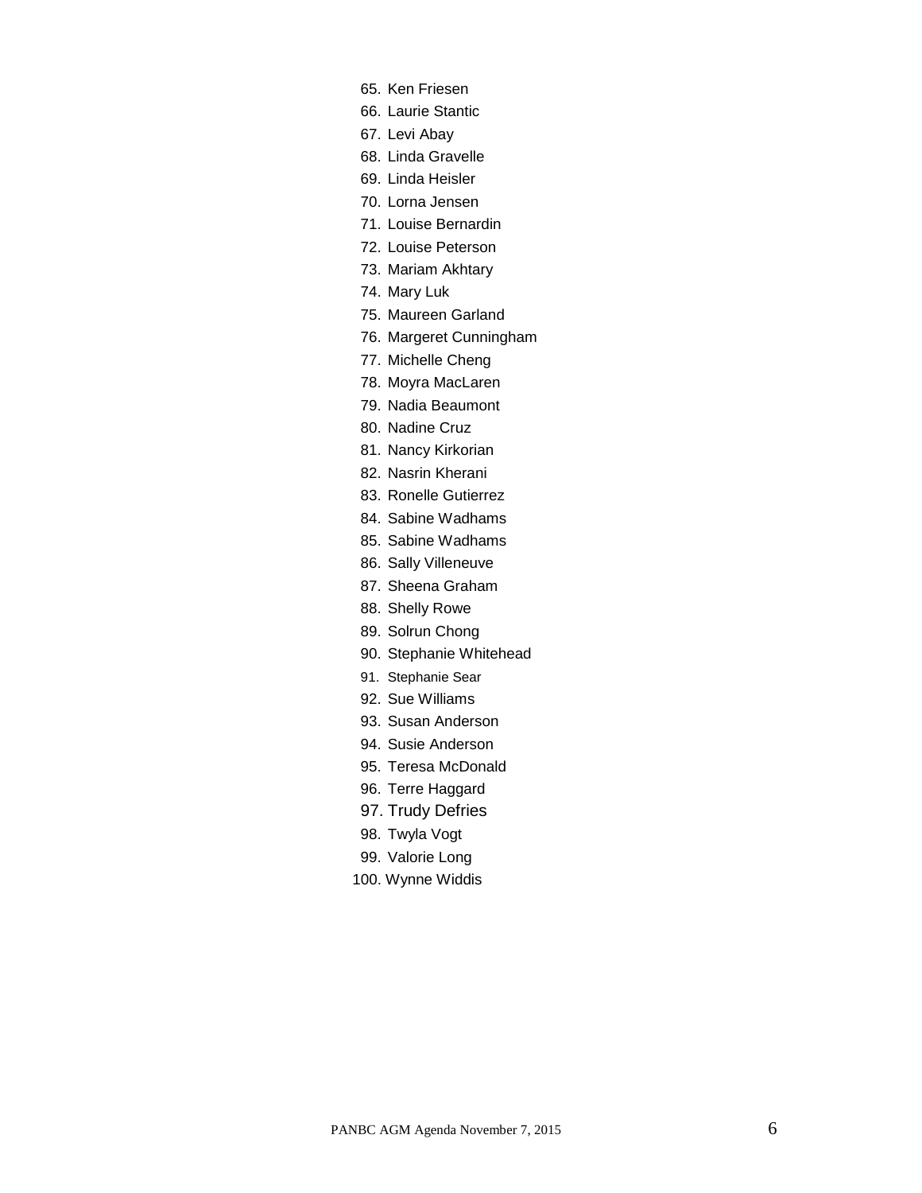65. Ken Friesen
66. Laurie Stantic
67. Levi Abay
68. Linda Gravelle
69. Linda Heisler
70. Lorna Jensen
71. Louise Bernardin
72. Louise Peterson
73. Mariam Akhtary
74. Mary Luk
75. Maureen Garland
76. Margeret Cunningham
77. Michelle Cheng
78. Moyra MacLaren
79. Nadia Beaumont
80. Nadine Cruz
81. Nancy Kirkorian
82. Nasrin Kherani
83. Ronelle Gutierrez
84. Sabine Wadhams
85. Sabine Wadhams
86. Sally Villeneuve
87. Sheena Graham
88. Shelly Rowe
89. Solrun Chong
90. Stephanie Whitehead
91. Stephanie Sear
92. Sue Williams
93. Susan Anderson
94. Susie Anderson
95. Teresa McDonald
96. Terre Haggard
97. Trudy Defries
98. Twyla Vogt
99. Valorie Long
100. Wynne Widdis